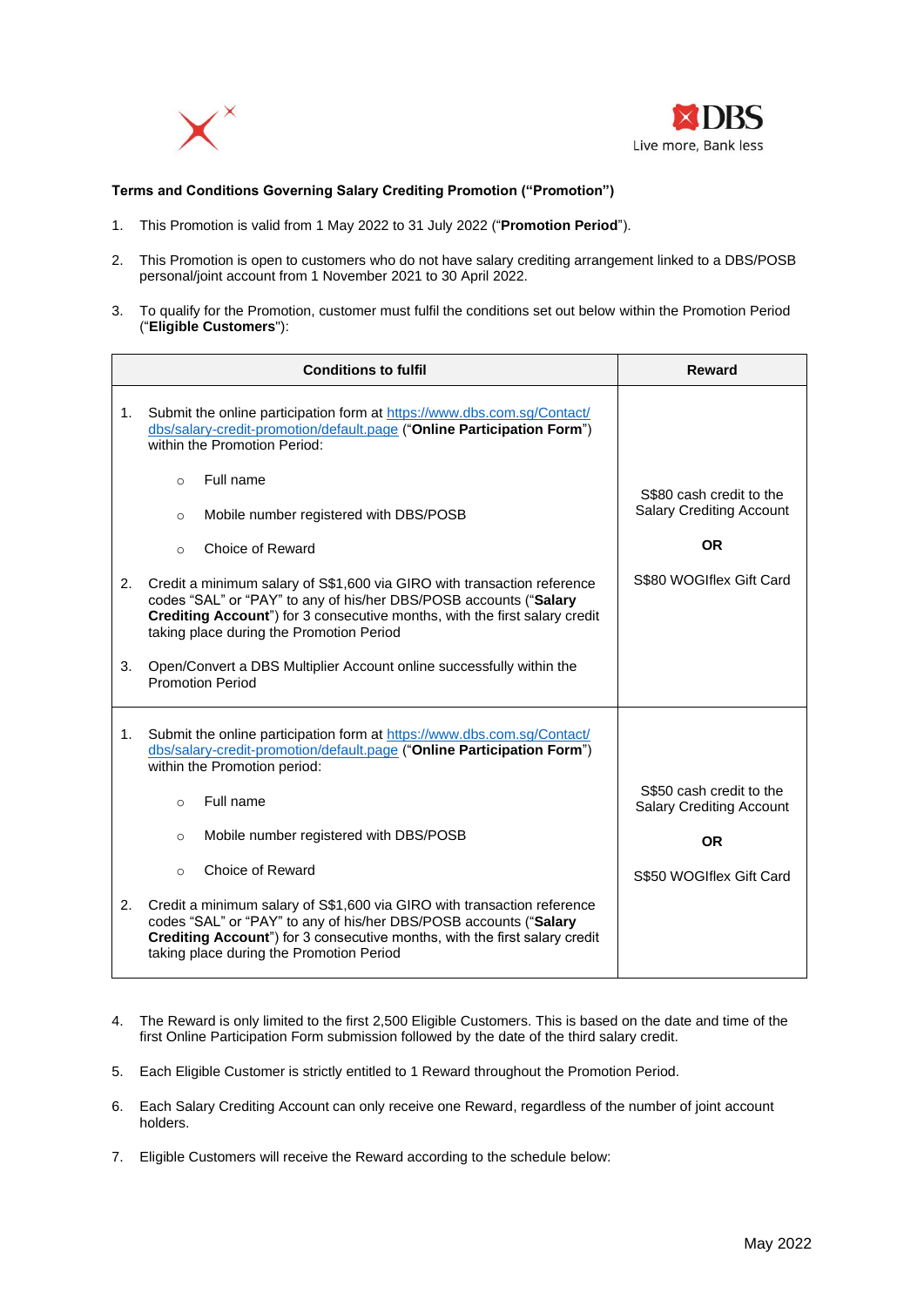**Terms and Conditions Governing Salary Crediting Promotion ("Promotion")**

1. This Promotion is valid from 1 May 2022 to 31 July 2022 ("**Promotion Period**").

2. This Promotion is open to customers who do not have salary crediting arrangement linked to a DBS/POSB personal/joint account from 1 November 2021 to 30 April 2022.

3. To qualify for the Promotion, customer must fulfil the conditions set out below within the Promotion Period ("**Eligible Customers**"):

| Conditions to fulfil | Reward |
|---|---|
| 1. Submit the online participation form at [https://www.dbs.com.sg/Contact/dbs/salary-credit-promotion/default.page](https://www.dbs.com.sg/Contact/dbs/salary-credit-promotion/default.page) ("**Online Participation Form**") within the Promotion Period:<br>◦ Full name<br>◦ Mobile number registered with DBS/POSB<br>◦ Choice of Reward<br>2. Credit a minimum salary of S$1,600 via GIRO with transaction reference codes "SAL" or "PAY" to any of his/her DBS/POSB accounts ("**Salary Crediting Account**") for 3 consecutive months, with the first salary credit taking place during the Promotion Period<br>3. Open/Convert a DBS Multiplier Account online successfully within the Promotion Period | S$80 cash credit to the Salary Crediting Account<br>**OR**<br>S$80 WOGIflex Gift Card |
| 1. Submit the online participation form at [https://www.dbs.com.sg/Contact/dbs/salary-credit-promotion/default.page](https://www.dbs.com.sg/Contact/dbs/salary-credit-promotion/default.page) ("**Online Participation Form**") within the Promotion period:<br>◦ Full name<br>◦ Mobile number registered with DBS/POSB<br>◦ Choice of Reward<br>2. Credit a minimum salary of S$1,600 via GIRO with transaction reference codes "SAL" or "PAY" to any of his/her DBS/POSB accounts ("**Salary Crediting Account**") for 3 consecutive months, with the first salary credit taking place during the Promotion Period | S$50 cash credit to the Salary Crediting Account<br>**OR**<br>S$50 WOGIflex Gift Card |

4. The Reward is only limited to the first 2,500 Eligible Customers. This is based on the date and time of the first Online Participation Form submission followed by the date of the third salary credit.

5. Each Eligible Customer is strictly entitled to 1 Reward throughout the Promotion Period.

6. Each Salary Crediting Account can only receive one Reward, regardless of the number of joint account holders.

7. Eligible Customers will receive the Reward according to the schedule below: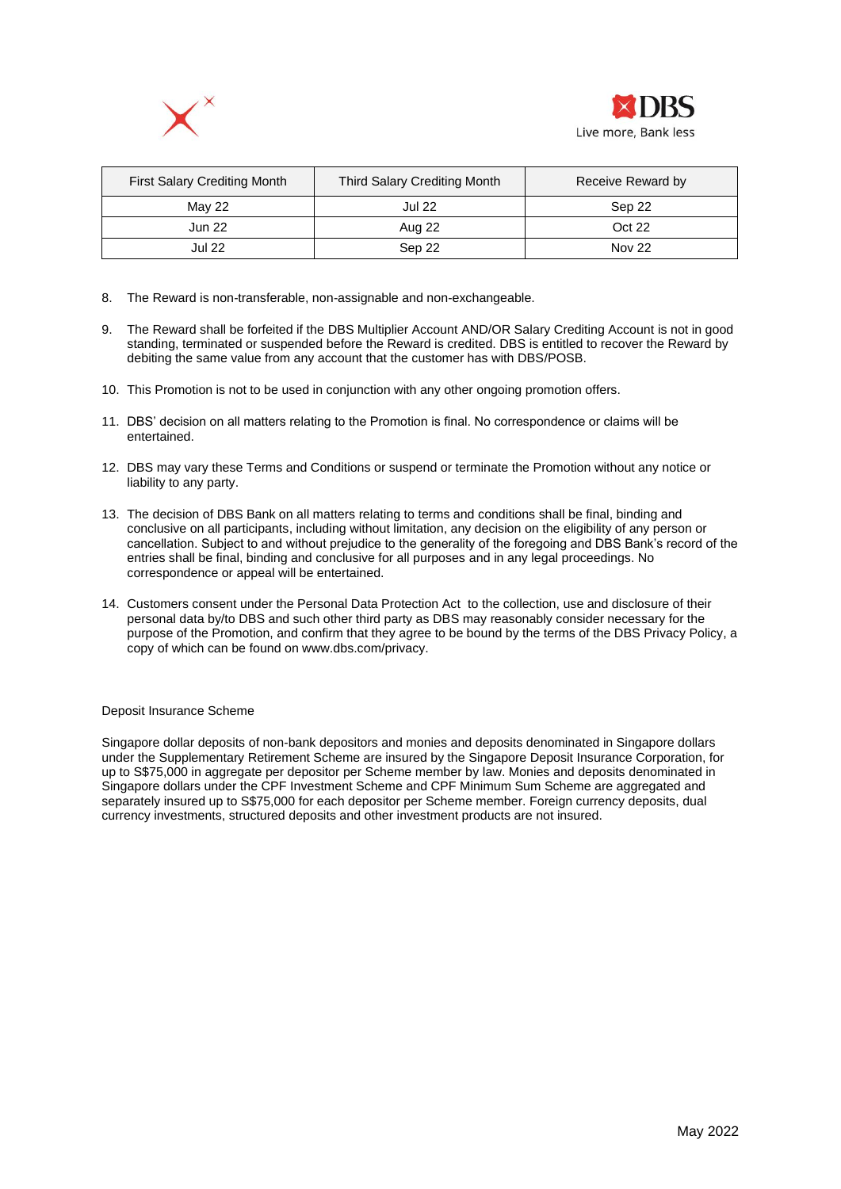| First Salary Crediting Month | Third Salary Crediting Month | Receive Reward by |
|---|---|---|
| May 22 | Jul 22 | Sep 22 |
| Jun 22 | Aug 22 | Oct 22 |
| Jul 22 | Sep 22 | Nov 22 |

8. The Reward is non-transferable, non-assignable and non-exchangeable.

9. The Reward shall be forfeited if the DBS Multiplier Account AND/OR Salary Crediting Account is not in good standing, terminated or suspended before the Reward is credited. DBS is entitled to recover the Reward by debiting the same value from any account that the customer has with DBS/POSB.

10. This Promotion is not to be used in conjunction with any other ongoing promotion offers.

11. DBS' decision on all matters relating to the Promotion is final. No correspondence or claims will be entertained.

12. DBS may vary these Terms and Conditions or suspend or terminate the Promotion without any notice or liability to any party.

13. The decision of DBS Bank on all matters relating to terms and conditions shall be final, binding and conclusive on all participants, including without limitation, any decision on the eligibility of any person or cancellation. Subject to and without prejudice to the generality of the foregoing and DBS Bank's record of the entries shall be final, binding and conclusive for all purposes and in any legal proceedings. No correspondence or appeal will be entertained.

14. Customers consent under the Personal Data Protection Act to the collection, use and disclosure of their personal data by/to DBS and such other third party as DBS may reasonably consider necessary for the purpose of the Promotion, and confirm that they agree to be bound by the terms of the DBS Privacy Policy, a copy of which can be found on www.dbs.com/privacy.

Deposit Insurance Scheme

Singapore dollar deposits of non-bank depositors and monies and deposits denominated in Singapore dollars under the Supplementary Retirement Scheme are insured by the Singapore Deposit Insurance Corporation, for up to S$75,000 in aggregate per depositor per Scheme member by law. Monies and deposits denominated in Singapore dollars under the CPF Investment Scheme and CPF Minimum Sum Scheme are aggregated and separately insured up to S$75,000 for each depositor per Scheme member. Foreign currency deposits, dual currency investments, structured deposits and other investment products are not insured.

May 2022